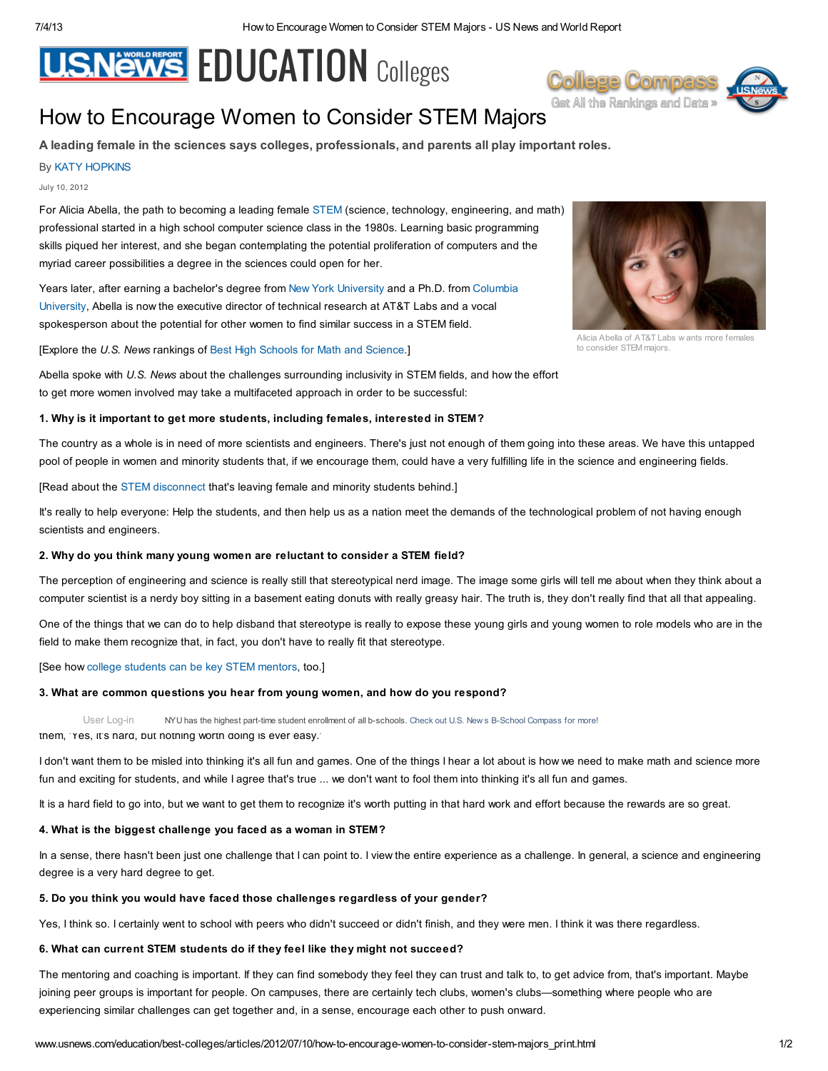# How to Encourage Women to Consider STEM Majors

**A leading female in the sciences says colleges, professionals, and parents all play important roles.**

By KATY HOPKINS

July 10, 2012

For Alicia Abella, the path to becoming a leading female STEM (science, technology, engineering, and math) professional started in a high school computer science class in the 1980s. Learning basic programming skills piqued her interest, and she began contemplating the potential proliferation of computers and the myriad career possibilities a degree in the sciences could open for her.

Alicia Abella of AT&T Labs wants more females to consider STEM majors.

Years later, after earning a bachelor's degree from New York University and a Ph.D. from Columbia University, Abella is now the executive director of technical research at AT&T Labs and a vocal spokesperson about the potential for other women to find similar success in a STEM field.

[Explore the *U.S. News* rankings of Best High Schools for Math and Science.]

Abella spoke with *U.S. News* about the challenges surrounding inclusivity in STEM fields, and how the effort to get more women involved may take a multifaceted approach in order to be successful:

**1. Why is it important to get more students, including females, interested in STEM?**

The country as a whole is in need of more scientists and engineers. There's just not enough of them going into these areas. We have this untapped pool of people in women and minority students that, if we encourage them, could have a very fulfilling life in the science and engineering fields.

[Read about the STEM disconnect that's leaving female and minority students behind.]

It's really to help everyone: Help the students, and then help us as a nation meet the demands of the technological problem of not having enough scientists and engineers.

**2. Why do you think many young women are reluctant to consider a STEM field?**

The perception of engineering and science is really still that stereotypical nerd image. The image some girls will tell me about when they think about a computer scientist is a nerdy boy sitting in a basement eating donuts with really greasy hair. The truth is, they don't really find that all that appealing.

One of the things that we can do to help disband that stereotype is really to expose these young girls and young women to role models who are in the field to make them recognize that, in fact, you don't have to really fit that stereotype.

[See how college students can be key STEM mentors, too.]

**3. What are common questions you hear from young women, and how do you respond?**

User Log-in NYU has the highest part-time student enrollment of all b-schools. Check out U.S. News B-School Compass for more!

them, 'Yes, it's hard, but nothing worth doing is ever easy.'

I don't want them to be misled into thinking it's all fun and games. One of the things I hear a lot about is how we need to make math and science more fun and exciting for students, and while I agree that's true ... we don't want to fool them into thinking it's all fun and games.

It is a hard field to go into, but we want to get them to recognize it's worth putting in that hard work and effort because the rewards are so great.

**4. What is the biggest challenge you faced as a woman in STEM?**

In a sense, there hasn't been just one challenge that I can point to. I view the entire experience as a challenge. In general, a science and engineering degree is a very hard degree to get.

**5. Do you think you would have faced those challenges regardless of your gender?**

Yes, I think so. I certainly went to school with peers who didn't succeed or didn't finish, and they were men. I think it was there regardless.

**6. What can current STEM students do if they feel like they might not succeed?**

The mentoring and coaching is important. If they can find somebody they feel they can trust and talk to, to get advice from, that's important. Maybe joining peer groups is important for people. On campuses, there are certainly tech clubs, women's clubs—something where people who are experiencing similar challenges can get together and, in a sense, encourage each other to push onward.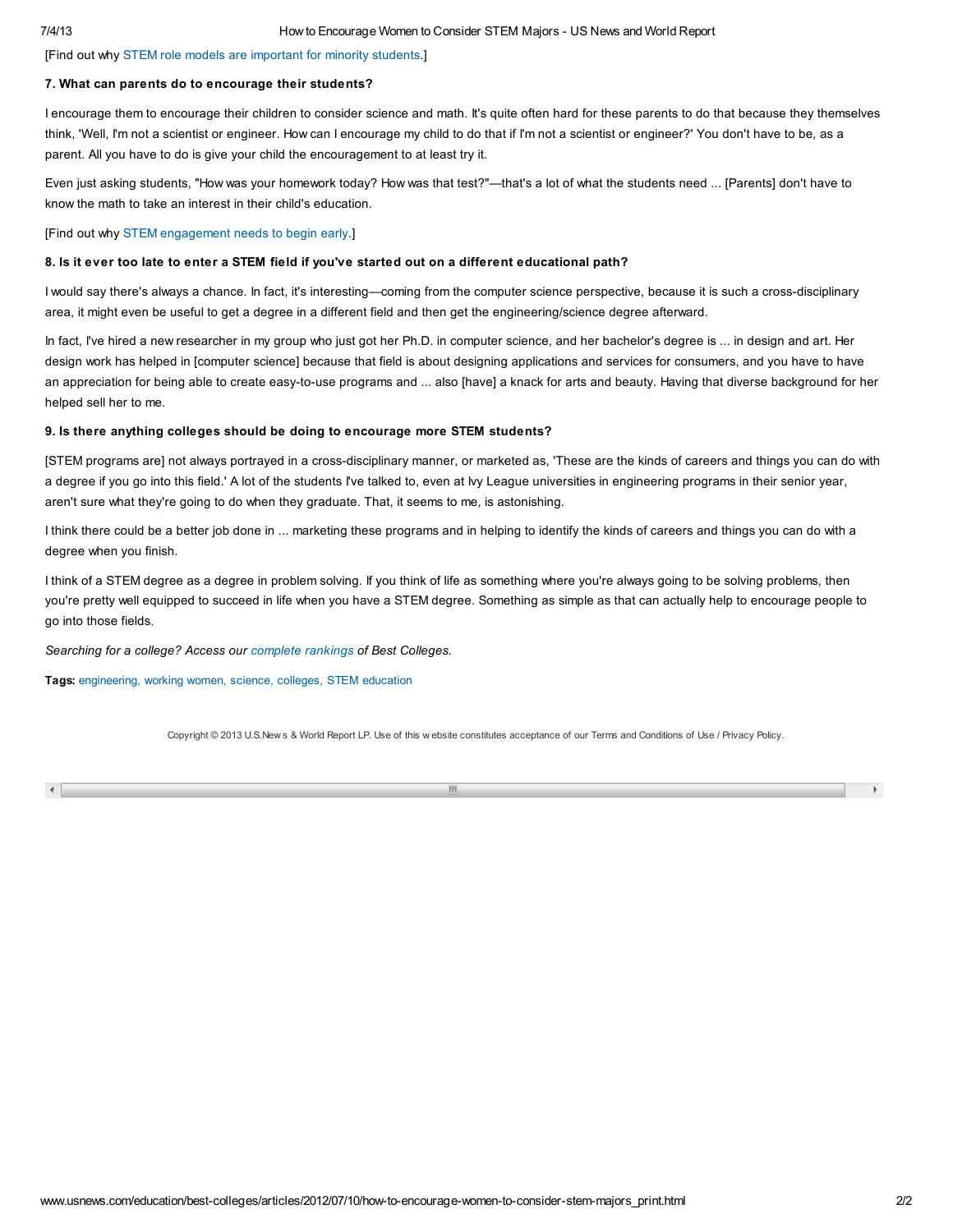[Find out why STEM role models are important for minority students.]

**7. What can parents do to encourage their students?**

I encourage them to encourage their children to consider science and math. It's quite often hard for these parents to do that because they themselves think, 'Well, I'm not a scientist or engineer. How can I encourage my child to do that if I'm not a scientist or engineer?' You don't have to be, as a parent. All you have to do is give your child the encouragement to at least try it.

Even just asking students, "How was your homework today? How was that test?"—that's a lot of what the students need ... [Parents] don't have to know the math to take an interest in their child's education.

[Find out why STEM engagement needs to begin early.]

**8. Is it ever too late to enter a STEM field if you've started out on a different educational path?**

I would say there's always a chance. In fact, it's interesting—coming from the computer science perspective, because it is such a cross-disciplinary area, it might even be useful to get a degree in a different field and then get the engineering/science degree afterward.

In fact, I've hired a new researcher in my group who just got her Ph.D. in computer science, and her bachelor's degree is ... in design and art. Her design work has helped in [computer science] because that field is about designing applications and services for consumers, and you have to have an appreciation for being able to create easy-to-use programs and ... also [have] a knack for arts and beauty. Having that diverse background for her helped sell her to me.

**9. Is there anything colleges should be doing to encourage more STEM students?**

[STEM programs are] not always portrayed in a cross-disciplinary manner, or marketed as, 'These are the kinds of careers and things you can do with a degree if you go into this field.' A lot of the students I've talked to, even at Ivy League universities in engineering programs in their senior year, aren't sure what they're going to do when they graduate. That, it seems to me, is astonishing.

I think there could be a better job done in ... marketing these programs and in helping to identify the kinds of careers and things you can do with a degree when you finish.

I think of a STEM degree as a degree in problem solving. If you think of life as something where you're always going to be solving problems, then you're pretty well equipped to succeed in life when you have a STEM degree. Something as simple as that can actually help to encourage people to go into those fields.

*Searching for a college? Access our complete rankings of Best Colleges.*

**Tags:** engineering, working women, science, colleges, STEM education

Copyright © 2013 U.S.News & World Report LP. Use of this website constitutes acceptance of our Terms and Conditions of Use / Privacy Policy.